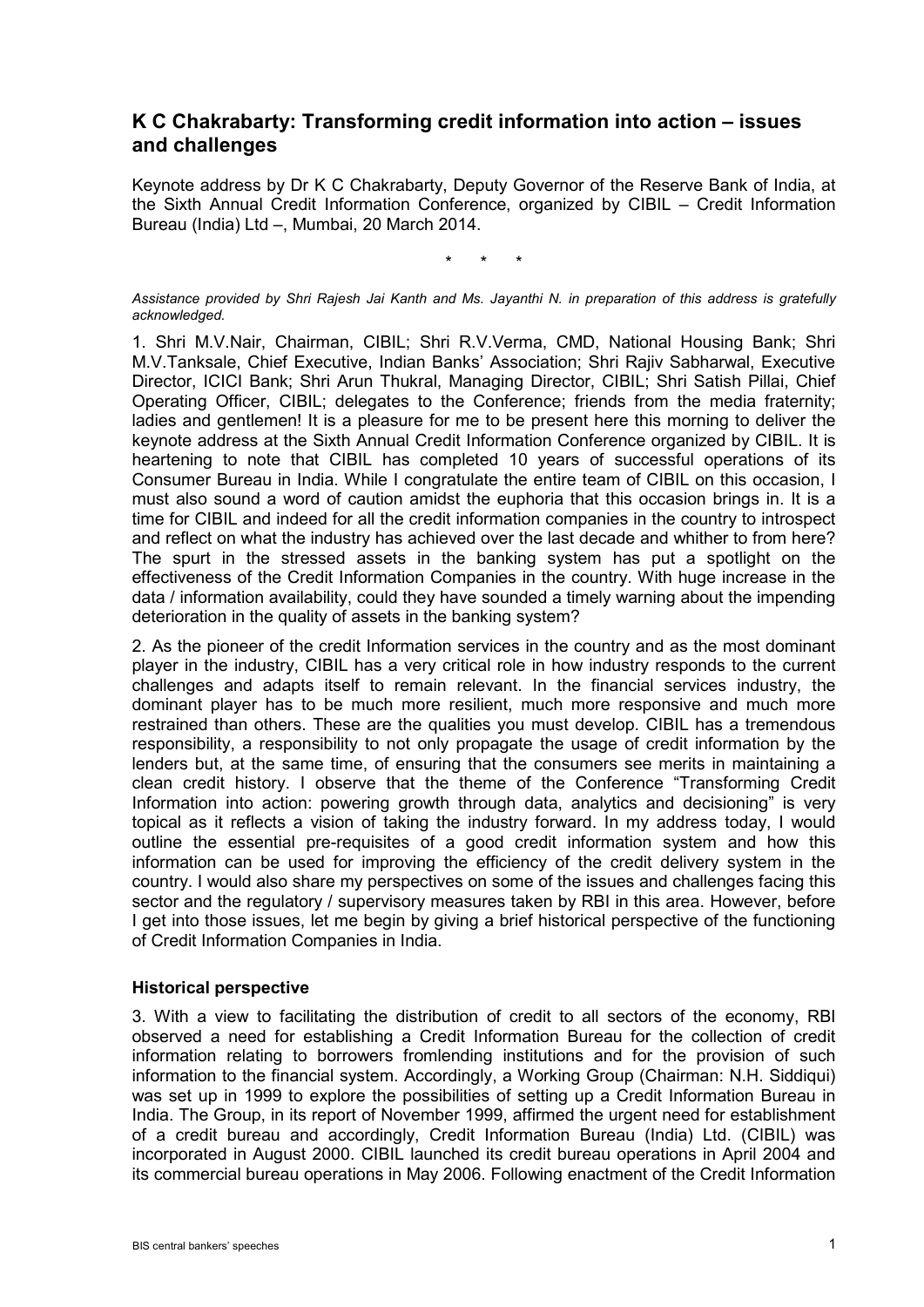# K C Chakrabarty: Transforming credit information into action – issues and challenges

Keynote address by Dr K C Chakrabarty, Deputy Governor of the Reserve Bank of India, at the Sixth Annual Credit Information Conference, organized by CIBIL – Credit Information Bureau (India) Ltd –, Mumbai, 20 March 2014.

\* \* \*

*Assistance provided by Shri Rajesh Jai Kanth and Ms. Jayanthi N. in preparation of this address is gratefully acknowledged.*

1. Shri M.V.Nair, Chairman, CIBIL; Shri R.V.Verma, CMD, National Housing Bank; Shri M.V.Tanksale, Chief Executive, Indian Banks' Association; Shri Rajiv Sabharwal, Executive Director, ICICI Bank; Shri Arun Thukral, Managing Director, CIBIL; Shri Satish Pillai, Chief Operating Officer, CIBIL; delegates to the Conference; friends from the media fraternity; ladies and gentlemen! It is a pleasure for me to be present here this morning to deliver the keynote address at the Sixth Annual Credit Information Conference organized by CIBIL. It is heartening to note that CIBIL has completed 10 years of successful operations of its Consumer Bureau in India. While I congratulate the entire team of CIBIL on this occasion, I must also sound a word of caution amidst the euphoria that this occasion brings in. It is a time for CIBIL and indeed for all the credit information companies in the country to introspect and reflect on what the industry has achieved over the last decade and whither to from here? The spurt in the stressed assets in the banking system has put a spotlight on the effectiveness of the Credit Information Companies in the country. With huge increase in the data / information availability, could they have sounded a timely warning about the impending deterioration in the quality of assets in the banking system?

2. As the pioneer of the credit Information services in the country and as the most dominant player in the industry, CIBIL has a very critical role in how industry responds to the current challenges and adapts itself to remain relevant. In the financial services industry, the dominant player has to be much more resilient, much more responsive and much more restrained than others. These are the qualities you must develop. CIBIL has a tremendous responsibility, a responsibility to not only propagate the usage of credit information by the lenders but, at the same time, of ensuring that the consumers see merits in maintaining a clean credit history. I observe that the theme of the Conference "Transforming Credit Information into action: powering growth through data, analytics and decisioning" is very topical as it reflects a vision of taking the industry forward. In my address today, I would outline the essential pre-requisites of a good credit information system and how this information can be used for improving the efficiency of the credit delivery system in the country. I would also share my perspectives on some of the issues and challenges facing this sector and the regulatory / supervisory measures taken by RBI in this area. However, before I get into those issues, let me begin by giving a brief historical perspective of the functioning of Credit Information Companies in India.

### Historical perspective

3. With a view to facilitating the distribution of credit to all sectors of the economy, RBI observed a need for establishing a Credit Information Bureau for the collection of credit information relating to borrowers fromlending institutions and for the provision of such information to the financial system. Accordingly, a Working Group (Chairman: N.H. Siddiqui) was set up in 1999 to explore the possibilities of setting up a Credit Information Bureau in India. The Group, in its report of November 1999, affirmed the urgent need for establishment of a credit bureau and accordingly, Credit Information Bureau (India) Ltd. (CIBIL) was incorporated in August 2000. CIBIL launched its credit bureau operations in April 2004 and its commercial bureau operations in May 2006. Following enactment of the Credit Information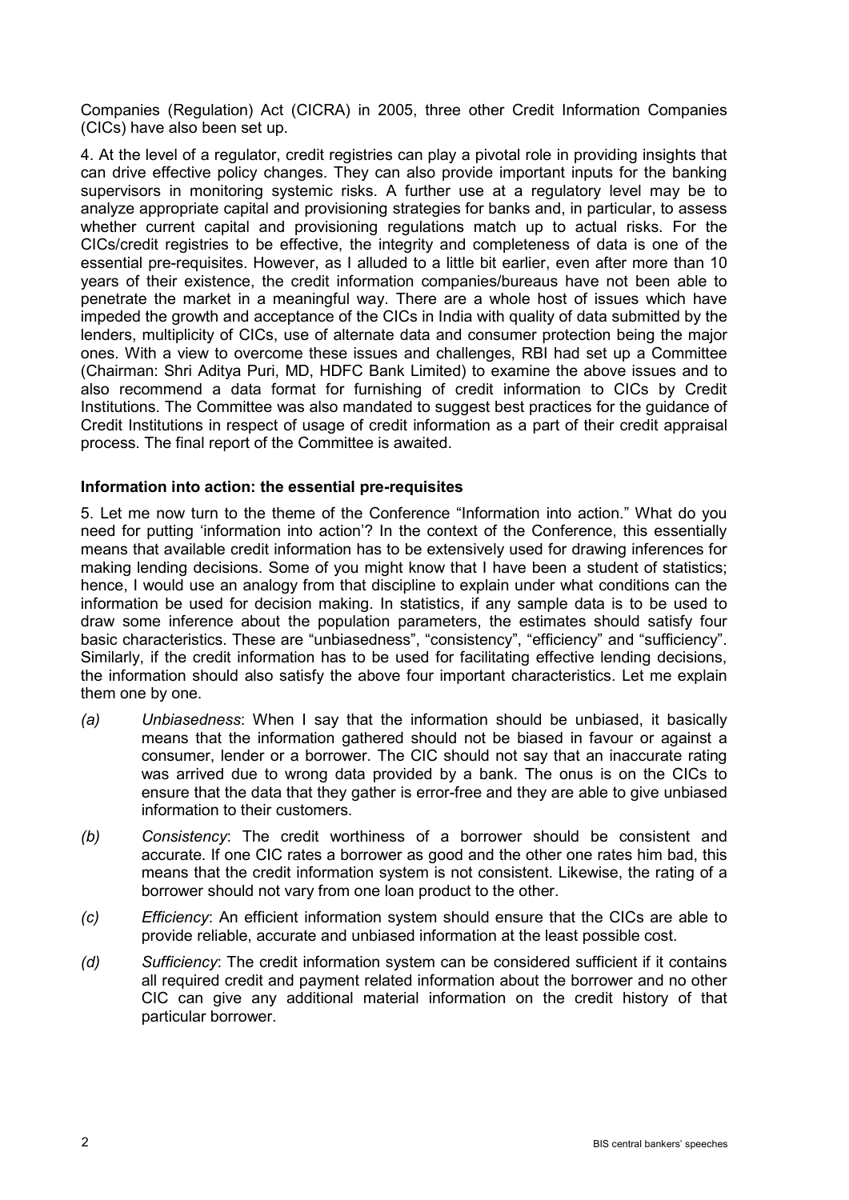Companies (Regulation) Act (CICRA) in 2005, three other Credit Information Companies (CICs) have also been set up.

4. At the level of a regulator, credit registries can play a pivotal role in providing insights that can drive effective policy changes. They can also provide important inputs for the banking supervisors in monitoring systemic risks. A further use at a regulatory level may be to analyze appropriate capital and provisioning strategies for banks and, in particular, to assess whether current capital and provisioning regulations match up to actual risks. For the CICs/credit registries to be effective, the integrity and completeness of data is one of the essential pre-requisites. However, as I alluded to a little bit earlier, even after more than 10 years of their existence, the credit information companies/bureaus have not been able to penetrate the market in a meaningful way. There are a whole host of issues which have impeded the growth and acceptance of the CICs in India with quality of data submitted by the lenders, multiplicity of CICs, use of alternate data and consumer protection being the major ones. With a view to overcome these issues and challenges, RBI had set up a Committee (Chairman: Shri Aditya Puri, MD, HDFC Bank Limited) to examine the above issues and to also recommend a data format for furnishing of credit information to CICs by Credit Institutions. The Committee was also mandated to suggest best practices for the guidance of Credit Institutions in respect of usage of credit information as a part of their credit appraisal process. The final report of the Committee is awaited.

**Information into action: the essential pre-requisites**

5. Let me now turn to the theme of the Conference "Information into action." What do you need for putting 'information into action'? In the context of the Conference, this essentially means that available credit information has to be extensively used for drawing inferences for making lending decisions. Some of you might know that I have been a student of statistics; hence, I would use an analogy from that discipline to explain under what conditions can the information be used for decision making. In statistics, if any sample data is to be used to draw some inference about the population parameters, the estimates should satisfy four basic characteristics. These are "unbiasedness", "consistency", "efficiency" and "sufficiency". Similarly, if the credit information has to be used for facilitating effective lending decisions, the information should also satisfy the above four important characteristics. Let me explain them one by one.

*(a)* *Unbiasedness*: When I say that the information should be unbiased, it basically means that the information gathered should not be biased in favour or against a consumer, lender or a borrower. The CIC should not say that an inaccurate rating was arrived due to wrong data provided by a bank. The onus is on the CICs to ensure that the data that they gather is error-free and they are able to give unbiased information to their customers.

*(b)* *Consistency*: The credit worthiness of a borrower should be consistent and accurate. If one CIC rates a borrower as good and the other one rates him bad, this means that the credit information system is not consistent. Likewise, the rating of a borrower should not vary from one loan product to the other.

*(c)* *Efficiency*: An efficient information system should ensure that the CICs are able to provide reliable, accurate and unbiased information at the least possible cost.

*(d)* *Sufficiency*: The credit information system can be considered sufficient if it contains all required credit and payment related information about the borrower and no other CIC can give any additional material information on the credit history of that particular borrower.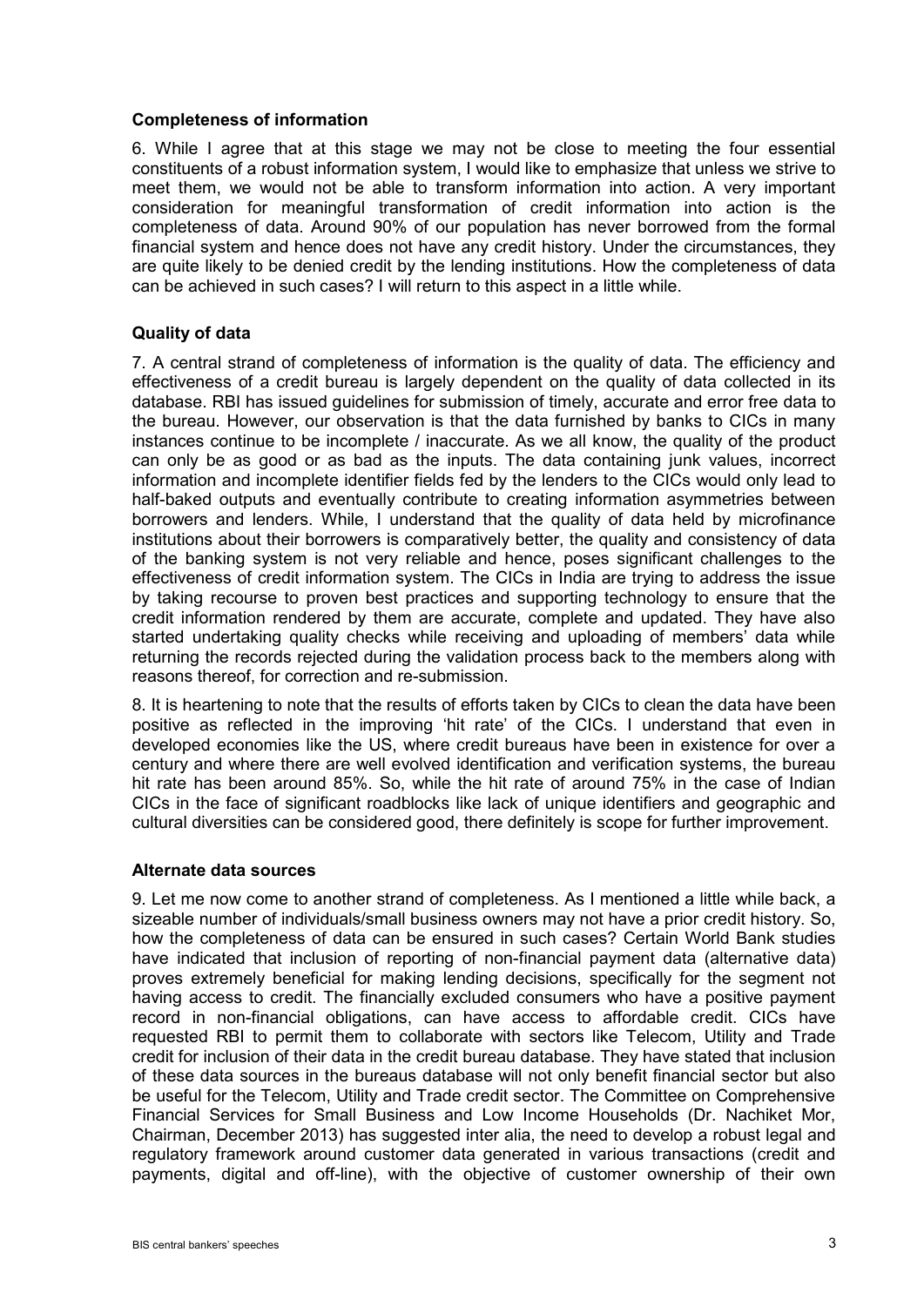**Completeness of information**

6. While I agree that at this stage we may not be close to meeting the four essential constituents of a robust information system, I would like to emphasize that unless we strive to meet them, we would not be able to transform information into action. A very important consideration for meaningful transformation of credit information into action is the completeness of data. Around 90% of our population has never borrowed from the formal financial system and hence does not have any credit history. Under the circumstances, they are quite likely to be denied credit by the lending institutions. How the completeness of data can be achieved in such cases? I will return to this aspect in a little while.

**Quality of data**

7. A central strand of completeness of information is the quality of data. The efficiency and effectiveness of a credit bureau is largely dependent on the quality of data collected in its database. RBI has issued guidelines for submission of timely, accurate and error free data to the bureau. However, our observation is that the data furnished by banks to CICs in many instances continue to be incomplete / inaccurate. As we all know, the quality of the product can only be as good or as bad as the inputs. The data containing junk values, incorrect information and incomplete identifier fields fed by the lenders to the CICs would only lead to half-baked outputs and eventually contribute to creating information asymmetries between borrowers and lenders. While, I understand that the quality of data held by microfinance institutions about their borrowers is comparatively better, the quality and consistency of data of the banking system is not very reliable and hence, poses significant challenges to the effectiveness of credit information system. The CICs in India are trying to address the issue by taking recourse to proven best practices and supporting technology to ensure that the credit information rendered by them are accurate, complete and updated. They have also started undertaking quality checks while receiving and uploading of members' data while returning the records rejected during the validation process back to the members along with reasons thereof, for correction and re-submission.

8. It is heartening to note that the results of efforts taken by CICs to clean the data have been positive as reflected in the improving 'hit rate' of the CICs. I understand that even in developed economies like the US, where credit bureaus have been in existence for over a century and where there are well evolved identification and verification systems, the bureau hit rate has been around 85%. So, while the hit rate of around 75% in the case of Indian CICs in the face of significant roadblocks like lack of unique identifiers and geographic and cultural diversities can be considered good, there definitely is scope for further improvement.

**Alternate data sources**

9. Let me now come to another strand of completeness. As I mentioned a little while back, a sizeable number of individuals/small business owners may not have a prior credit history. So, how the completeness of data can be ensured in such cases? Certain World Bank studies have indicated that inclusion of reporting of non-financial payment data (alternative data) proves extremely beneficial for making lending decisions, specifically for the segment not having access to credit. The financially excluded consumers who have a positive payment record in non-financial obligations, can have access to affordable credit. CICs have requested RBI to permit them to collaborate with sectors like Telecom, Utility and Trade credit for inclusion of their data in the credit bureau database. They have stated that inclusion of these data sources in the bureaus database will not only benefit financial sector but also be useful for the Telecom, Utility and Trade credit sector. The Committee on Comprehensive Financial Services for Small Business and Low Income Households (Dr. Nachiket Mor, Chairman, December 2013) has suggested inter alia, the need to develop a robust legal and regulatory framework around customer data generated in various transactions (credit and payments, digital and off-line), with the objective of customer ownership of their own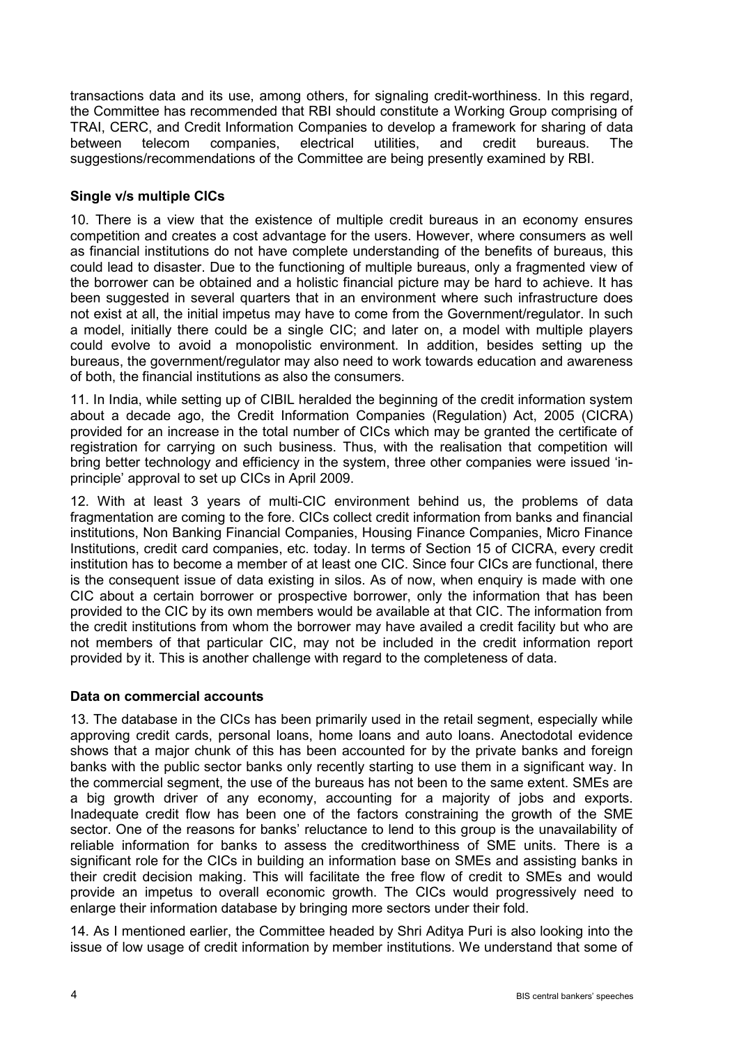transactions data and its use, among others, for signaling credit-worthiness. In this regard, the Committee has recommended that RBI should constitute a Working Group comprising of TRAI, CERC, and Credit Information Companies to develop a framework for sharing of data between telecom companies, electrical utilities, and credit bureaus. The suggestions/recommendations of the Committee are being presently examined by RBI.

**Single v/s multiple CICs**

10. There is a view that the existence of multiple credit bureaus in an economy ensures competition and creates a cost advantage for the users. However, where consumers as well as financial institutions do not have complete understanding of the benefits of bureaus, this could lead to disaster. Due to the functioning of multiple bureaus, only a fragmented view of the borrower can be obtained and a holistic financial picture may be hard to achieve. It has been suggested in several quarters that in an environment where such infrastructure does not exist at all, the initial impetus may have to come from the Government/regulator. In such a model, initially there could be a single CIC; and later on, a model with multiple players could evolve to avoid a monopolistic environment. In addition, besides setting up the bureaus, the government/regulator may also need to work towards education and awareness of both, the financial institutions as also the consumers.

11. In India, while setting up of CIBIL heralded the beginning of the credit information system about a decade ago, the Credit Information Companies (Regulation) Act, 2005 (CICRA) provided for an increase in the total number of CICs which may be granted the certificate of registration for carrying on such business. Thus, with the realisation that competition will bring better technology and efficiency in the system, three other companies were issued 'in-principle' approval to set up CICs in April 2009.

12. With at least 3 years of multi-CIC environment behind us, the problems of data fragmentation are coming to the fore. CICs collect credit information from banks and financial institutions, Non Banking Financial Companies, Housing Finance Companies, Micro Finance Institutions, credit card companies, etc. today. In terms of Section 15 of CICRA, every credit institution has to become a member of at least one CIC. Since four CICs are functional, there is the consequent issue of data existing in silos. As of now, when enquiry is made with one CIC about a certain borrower or prospective borrower, only the information that has been provided to the CIC by its own members would be available at that CIC. The information from the credit institutions from whom the borrower may have availed a credit facility but who are not members of that particular CIC, may not be included in the credit information report provided by it. This is another challenge with regard to the completeness of data.

**Data on commercial accounts**

13. The database in the CICs has been primarily used in the retail segment, especially while approving credit cards, personal loans, home loans and auto loans. Anectodotal evidence shows that a major chunk of this has been accounted for by the private banks and foreign banks with the public sector banks only recently starting to use them in a significant way. In the commercial segment, the use of the bureaus has not been to the same extent. SMEs are a big growth driver of any economy, accounting for a majority of jobs and exports. Inadequate credit flow has been one of the factors constraining the growth of the SME sector. One of the reasons for banks' reluctance to lend to this group is the unavailability of reliable information for banks to assess the creditworthiness of SME units. There is a significant role for the CICs in building an information base on SMEs and assisting banks in their credit decision making. This will facilitate the free flow of credit to SMEs and would provide an impetus to overall economic growth. The CICs would progressively need to enlarge their information database by bringing more sectors under their fold.

14. As I mentioned earlier, the Committee headed by Shri Aditya Puri is also looking into the issue of low usage of credit information by member institutions. We understand that some of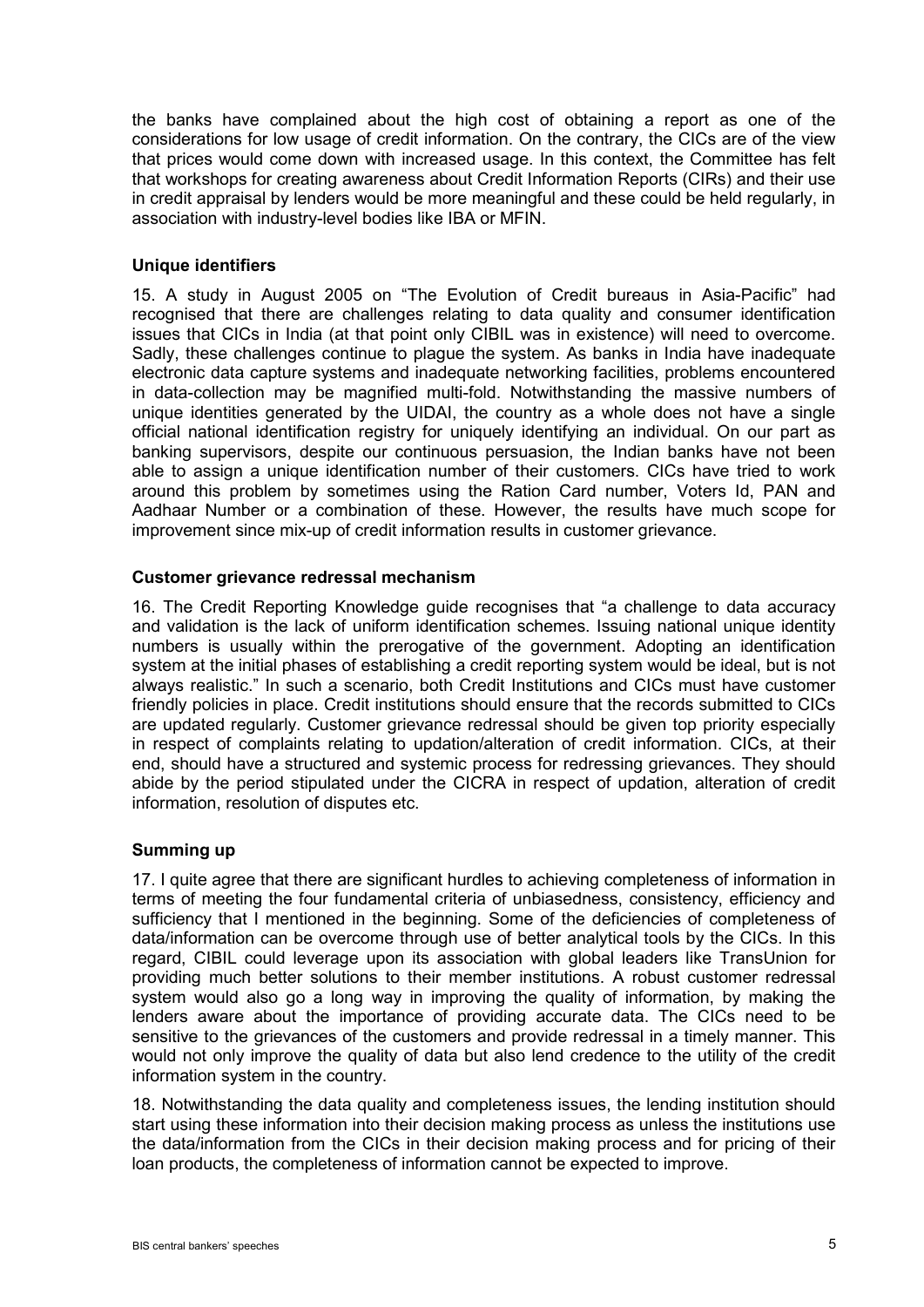the banks have complained about the high cost of obtaining a report as one of the considerations for low usage of credit information. On the contrary, the CICs are of the view that prices would come down with increased usage. In this context, the Committee has felt that workshops for creating awareness about Credit Information Reports (CIRs) and their use in credit appraisal by lenders would be more meaningful and these could be held regularly, in association with industry-level bodies like IBA or MFIN.

### Unique identifiers

15. A study in August 2005 on "The Evolution of Credit bureaus in Asia-Pacific" had recognised that there are challenges relating to data quality and consumer identification issues that CICs in India (at that point only CIBIL was in existence) will need to overcome. Sadly, these challenges continue to plague the system. As banks in India have inadequate electronic data capture systems and inadequate networking facilities, problems encountered in data-collection may be magnified multi-fold. Notwithstanding the massive numbers of unique identities generated by the UIDAI, the country as a whole does not have a single official national identification registry for uniquely identifying an individual. On our part as banking supervisors, despite our continuous persuasion, the Indian banks have not been able to assign a unique identification number of their customers. CICs have tried to work around this problem by sometimes using the Ration Card number, Voters Id, PAN and Aadhaar Number or a combination of these. However, the results have much scope for improvement since mix-up of credit information results in customer grievance.

### Customer grievance redressal mechanism

16. The Credit Reporting Knowledge guide recognises that "a challenge to data accuracy and validation is the lack of uniform identification schemes. Issuing national unique identity numbers is usually within the prerogative of the government. Adopting an identification system at the initial phases of establishing a credit reporting system would be ideal, but is not always realistic." In such a scenario, both Credit Institutions and CICs must have customer friendly policies in place. Credit institutions should ensure that the records submitted to CICs are updated regularly. Customer grievance redressal should be given top priority especially in respect of complaints relating to updation/alteration of credit information. CICs, at their end, should have a structured and systemic process for redressing grievances. They should abide by the period stipulated under the CICRA in respect of updation, alteration of credit information, resolution of disputes etc.

### Summing up

17. I quite agree that there are significant hurdles to achieving completeness of information in terms of meeting the four fundamental criteria of unbiasedness, consistency, efficiency and sufficiency that I mentioned in the beginning. Some of the deficiencies of completeness of data/information can be overcome through use of better analytical tools by the CICs. In this regard, CIBIL could leverage upon its association with global leaders like TransUnion for providing much better solutions to their member institutions. A robust customer redressal system would also go a long way in improving the quality of information, by making the lenders aware about the importance of providing accurate data. The CICs need to be sensitive to the grievances of the customers and provide redressal in a timely manner. This would not only improve the quality of data but also lend credence to the utility of the credit information system in the country.

18. Notwithstanding the data quality and completeness issues, the lending institution should start using these information into their decision making process as unless the institutions use the data/information from the CICs in their decision making process and for pricing of their loan products, the completeness of information cannot be expected to improve.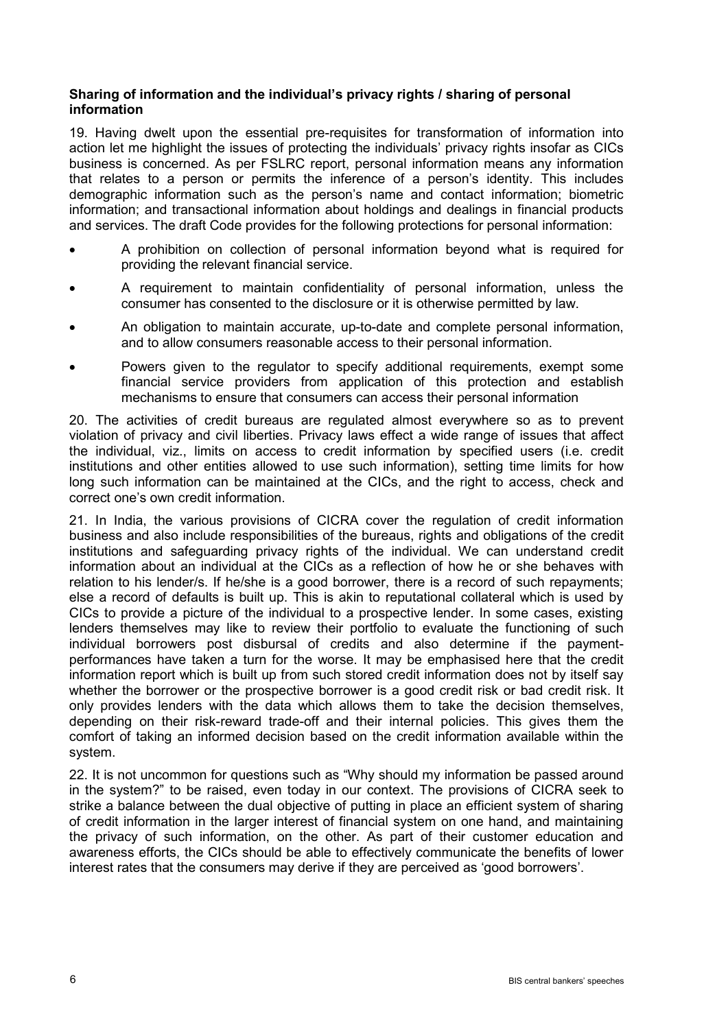**Sharing of information and the individual's privacy rights / sharing of personal information**

19. Having dwelt upon the essential pre-requisites for transformation of information into action let me highlight the issues of protecting the individuals' privacy rights insofar as CICs business is concerned. As per FSLRC report, personal information means any information that relates to a person or permits the inference of a person's identity. This includes demographic information such as the person's name and contact information; biometric information; and transactional information about holdings and dealings in financial products and services. The draft Code provides for the following protections for personal information:

- A prohibition on collection of personal information beyond what is required for providing the relevant financial service.
- A requirement to maintain confidentiality of personal information, unless the consumer has consented to the disclosure or it is otherwise permitted by law.
- An obligation to maintain accurate, up-to-date and complete personal information, and to allow consumers reasonable access to their personal information.
- Powers given to the regulator to specify additional requirements, exempt some financial service providers from application of this protection and establish mechanisms to ensure that consumers can access their personal information

20. The activities of credit bureaus are regulated almost everywhere so as to prevent violation of privacy and civil liberties. Privacy laws effect a wide range of issues that affect the individual, viz., limits on access to credit information by specified users (i.e. credit institutions and other entities allowed to use such information), setting time limits for how long such information can be maintained at the CICs, and the right to access, check and correct one's own credit information.

21. In India, the various provisions of CICRA cover the regulation of credit information business and also include responsibilities of the bureaus, rights and obligations of the credit institutions and safeguarding privacy rights of the individual. We can understand credit information about an individual at the CICs as a reflection of how he or she behaves with relation to his lender/s. If he/she is a good borrower, there is a record of such repayments; else a record of defaults is built up. This is akin to reputational collateral which is used by CICs to provide a picture of the individual to a prospective lender. In some cases, existing lenders themselves may like to review their portfolio to evaluate the functioning of such individual borrowers post disbursal of credits and also determine if the payment-performances have taken a turn for the worse. It may be emphasised here that the credit information report which is built up from such stored credit information does not by itself say whether the borrower or the prospective borrower is a good credit risk or bad credit risk. It only provides lenders with the data which allows them to take the decision themselves, depending on their risk-reward trade-off and their internal policies. This gives them the comfort of taking an informed decision based on the credit information available within the system.

22. It is not uncommon for questions such as "Why should my information be passed around in the system?" to be raised, even today in our context. The provisions of CICRA seek to strike a balance between the dual objective of putting in place an efficient system of sharing of credit information in the larger interest of financial system on one hand, and maintaining the privacy of such information, on the other. As part of their customer education and awareness efforts, the CICs should be able to effectively communicate the benefits of lower interest rates that the consumers may derive if they are perceived as 'good borrowers'.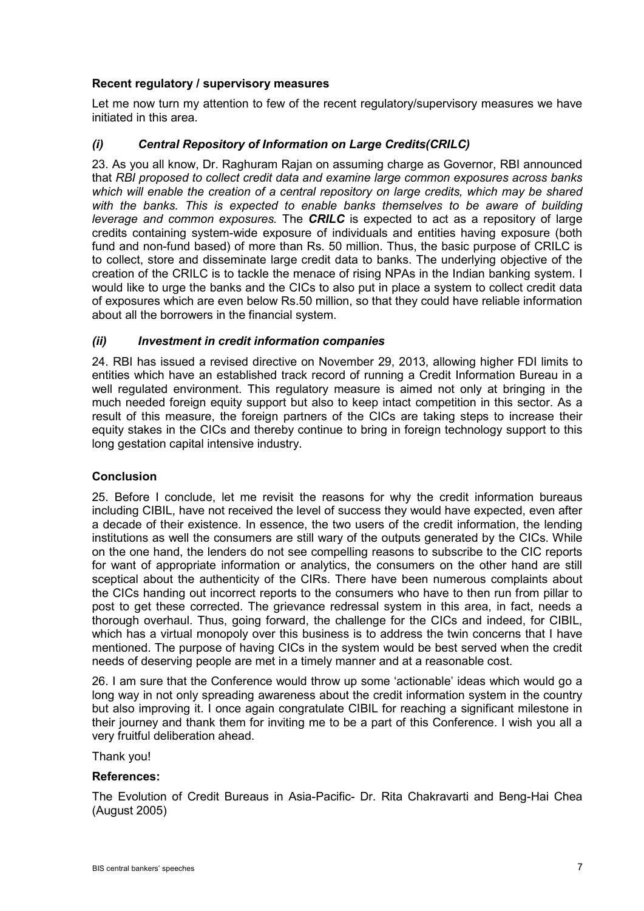### Recent regulatory / supervisory measures

Let me now turn my attention to few of the recent regulatory/supervisory measures we have initiated in this area.

#### *(i) Central Repository of Information on Large Credits(CRILC)*

23. As you all know, Dr. Raghuram Rajan on assuming charge as Governor, RBI announced that *RBI proposed to collect credit data and examine large common exposures across banks which will enable the creation of a central repository on large credits, which may be shared with the banks. This is expected to enable banks themselves to be aware of building leverage and common exposures.* The ***CRILC*** is expected to act as a repository of large credits containing system-wide exposure of individuals and entities having exposure (both fund and non-fund based) of more than Rs. 50 million. Thus, the basic purpose of CRILC is to collect, store and disseminate large credit data to banks. The underlying objective of the creation of the CRILC is to tackle the menace of rising NPAs in the Indian banking system. I would like to urge the banks and the CICs to also put in place a system to collect credit data of exposures which are even below Rs.50 million, so that they could have reliable information about all the borrowers in the financial system.

#### *(ii) Investment in credit information companies*

24. RBI has issued a revised directive on November 29, 2013, allowing higher FDI limits to entities which have an established track record of running a Credit Information Bureau in a well regulated environment. This regulatory measure is aimed not only at bringing in the much needed foreign equity support but also to keep intact competition in this sector. As a result of this measure, the foreign partners of the CICs are taking steps to increase their equity stakes in the CICs and thereby continue to bring in foreign technology support to this long gestation capital intensive industry.

### Conclusion

25. Before I conclude, let me revisit the reasons for why the credit information bureaus including CIBIL, have not received the level of success they would have expected, even after a decade of their existence. In essence, the two users of the credit information, the lending institutions as well the consumers are still wary of the outputs generated by the CICs. While on the one hand, the lenders do not see compelling reasons to subscribe to the CIC reports for want of appropriate information or analytics, the consumers on the other hand are still sceptical about the authenticity of the CIRs. There have been numerous complaints about the CICs handing out incorrect reports to the consumers who have to then run from pillar to post to get these corrected. The grievance redressal system in this area, in fact, needs a thorough overhaul. Thus, going forward, the challenge for the CICs and indeed, for CIBIL, which has a virtual monopoly over this business is to address the twin concerns that I have mentioned. The purpose of having CICs in the system would be best served when the credit needs of deserving people are met in a timely manner and at a reasonable cost.

26. I am sure that the Conference would throw up some 'actionable' ideas which would go a long way in not only spreading awareness about the credit information system in the country but also improving it. I once again congratulate CIBIL for reaching a significant milestone in their journey and thank them for inviting me to be a part of this Conference. I wish you all a very fruitful deliberation ahead.

Thank you!

### References:

The Evolution of Credit Bureaus in Asia-Pacific- Dr. Rita Chakravarti and Beng-Hai Chea (August 2005)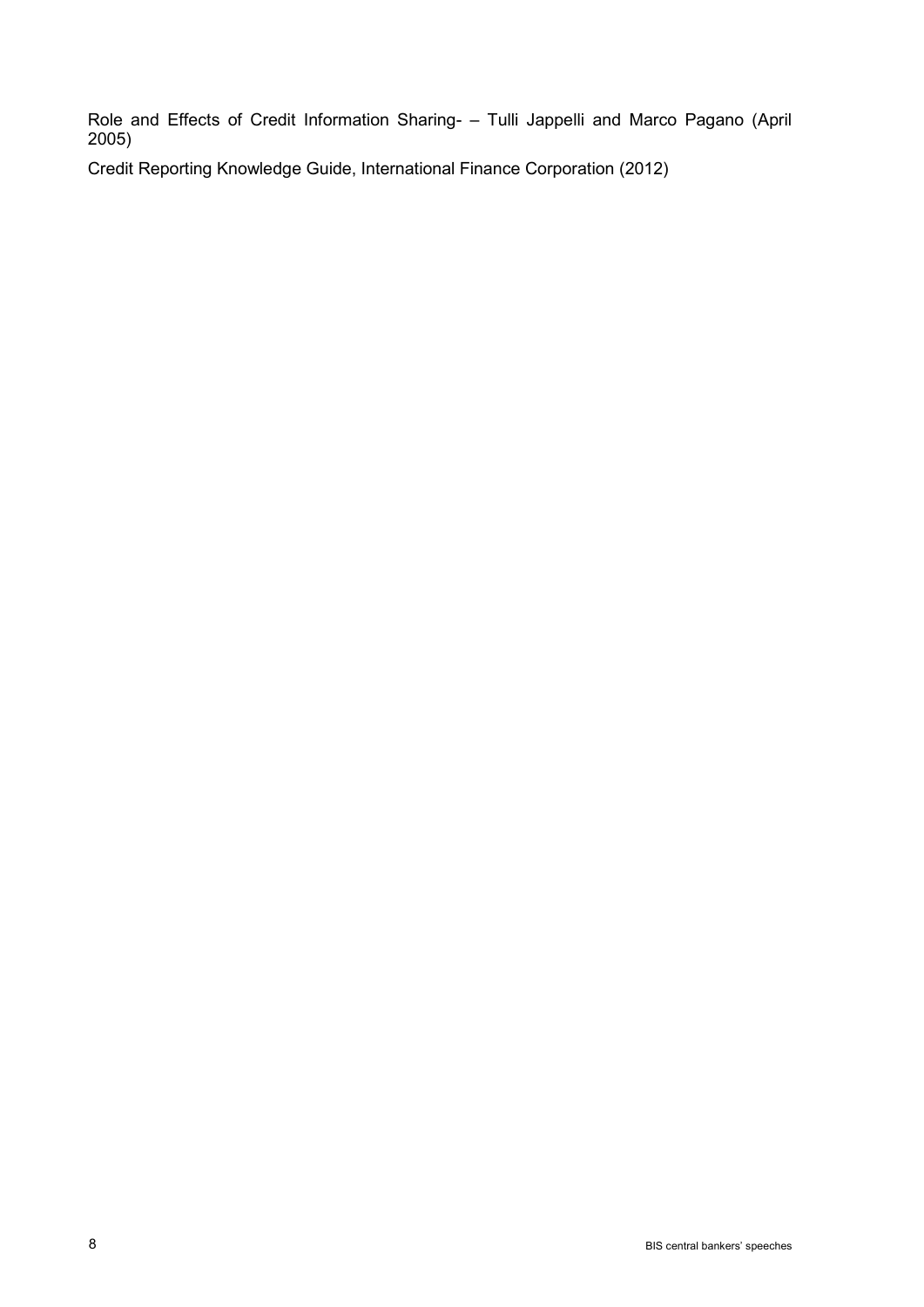Role and Effects of Credit Information Sharing- – Tulli Jappelli and Marco Pagano (April 2005)

Credit Reporting Knowledge Guide, International Finance Corporation (2012)